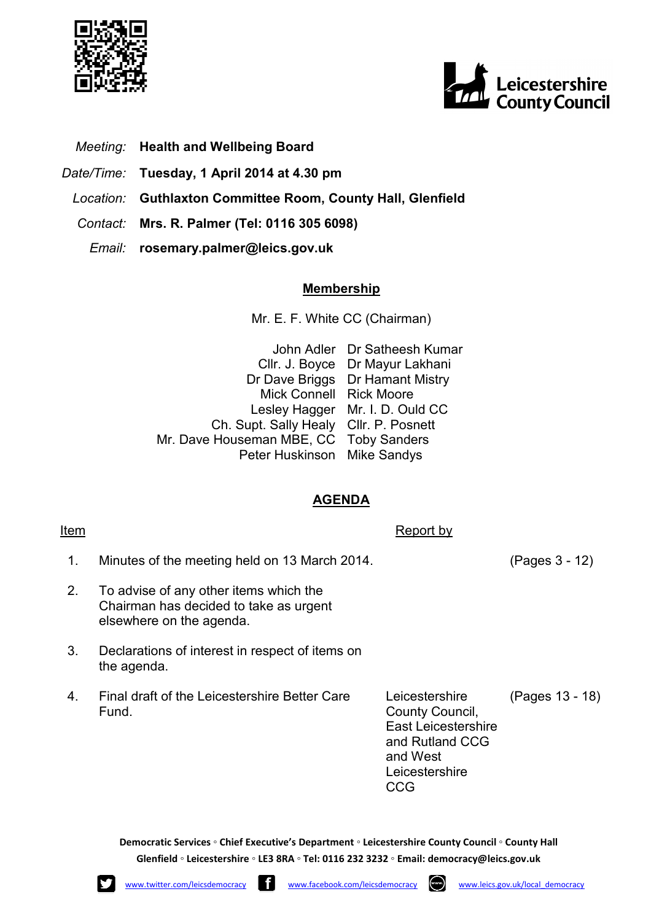Meeting: **Health and Wellbeing Board**

Date/Time: **Tuesday, 1 April 2014 at 4.30 pm**

Location: **Guthlaxton Committee Room, County Hall, Glenfield**

Contact: **Mrs. R. Palmer (Tel: 0116 305 6098)**

Email: **rosemary.palmer@leics.gov.uk**

## Membership

Mr. E. F. White CC (Chairman)

| | |
|---|---|
| John Adler | Dr Satheesh Kumar |
| Cllr. J. Boyce | Dr Mayur Lakhani |
| Dr Dave Briggs | Dr Hamant Mistry |
| Mick Connell | Rick Moore |
| Lesley Hagger | Mr. I. D. Ould CC |
| Ch. Supt. Sally Healy | Cllr. P. Posnett |
| Mr. Dave Houseman MBE, CC | Toby Sanders |
| Peter Huskinson | Mike Sandys |

## AGENDA

| Item | | Report by | |
|---|---|---|---|
| 1. | Minutes of the meeting held on 13 March 2014. | | (Pages 3 - 12) |
| 2. | To advise of any other items which the Chairman has decided to take as urgent elsewhere on the agenda. | | |
| 3. | Declarations of interest in respect of items on the agenda. | | |
| 4. | Final draft of the Leicestershire Better Care Fund. | Leicestershire County Council, East Leicestershire and Rutland CCG and West Leicestershire CCG | (Pages 13 - 18) |

**Democratic Services ◦ Chief Executive's Department ◦ Leicestershire County Council ◦ County Hall Glenfield ◦ Leicestershire ◦ LE3 8RA ◦ Tel: 0116 232 3232 ◦ Email: democracy@leics.gov.uk**

www.twitter.com/leicsdemocracy www.facebook.com/leicsdemocracy www.leics.gov.uk/local_democracy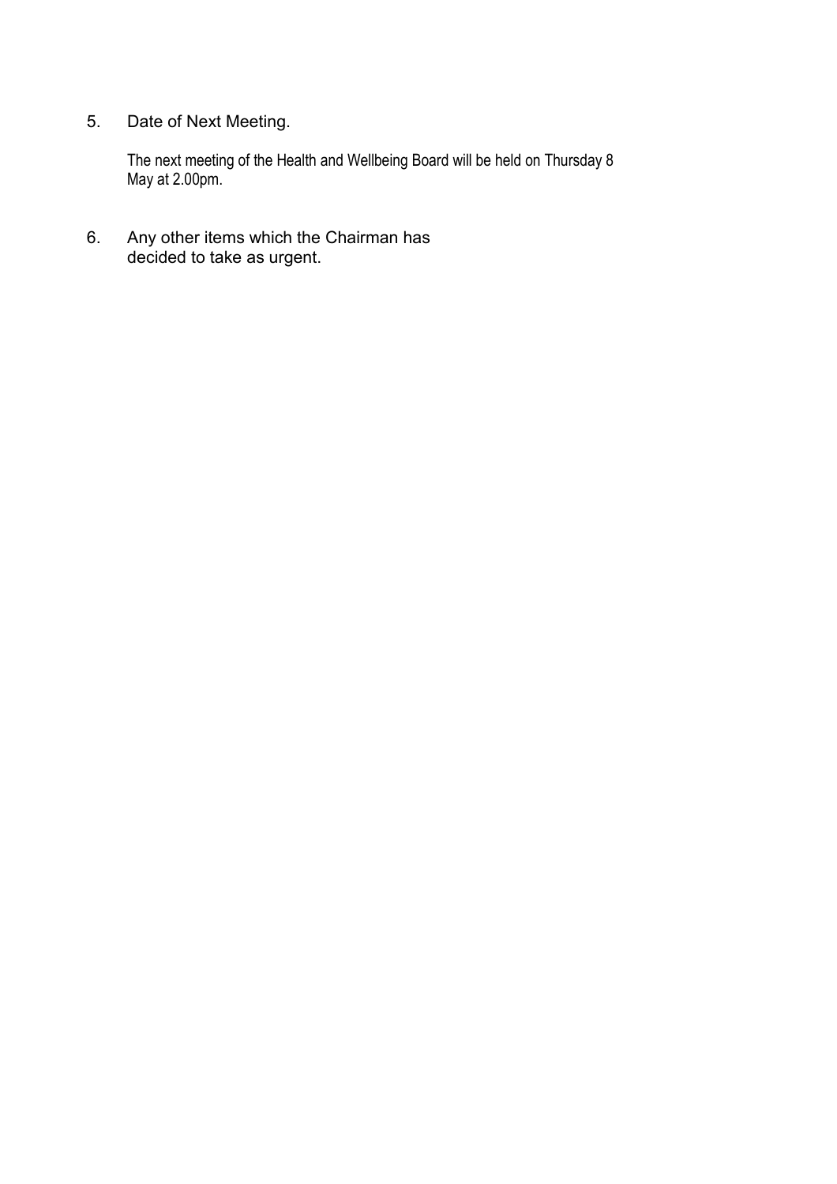5. Date of Next Meeting.

   The next meeting of the Health and Wellbeing Board will be held on Thursday 8 May at 2.00pm.

6. Any other items which the Chairman has decided to take as urgent.